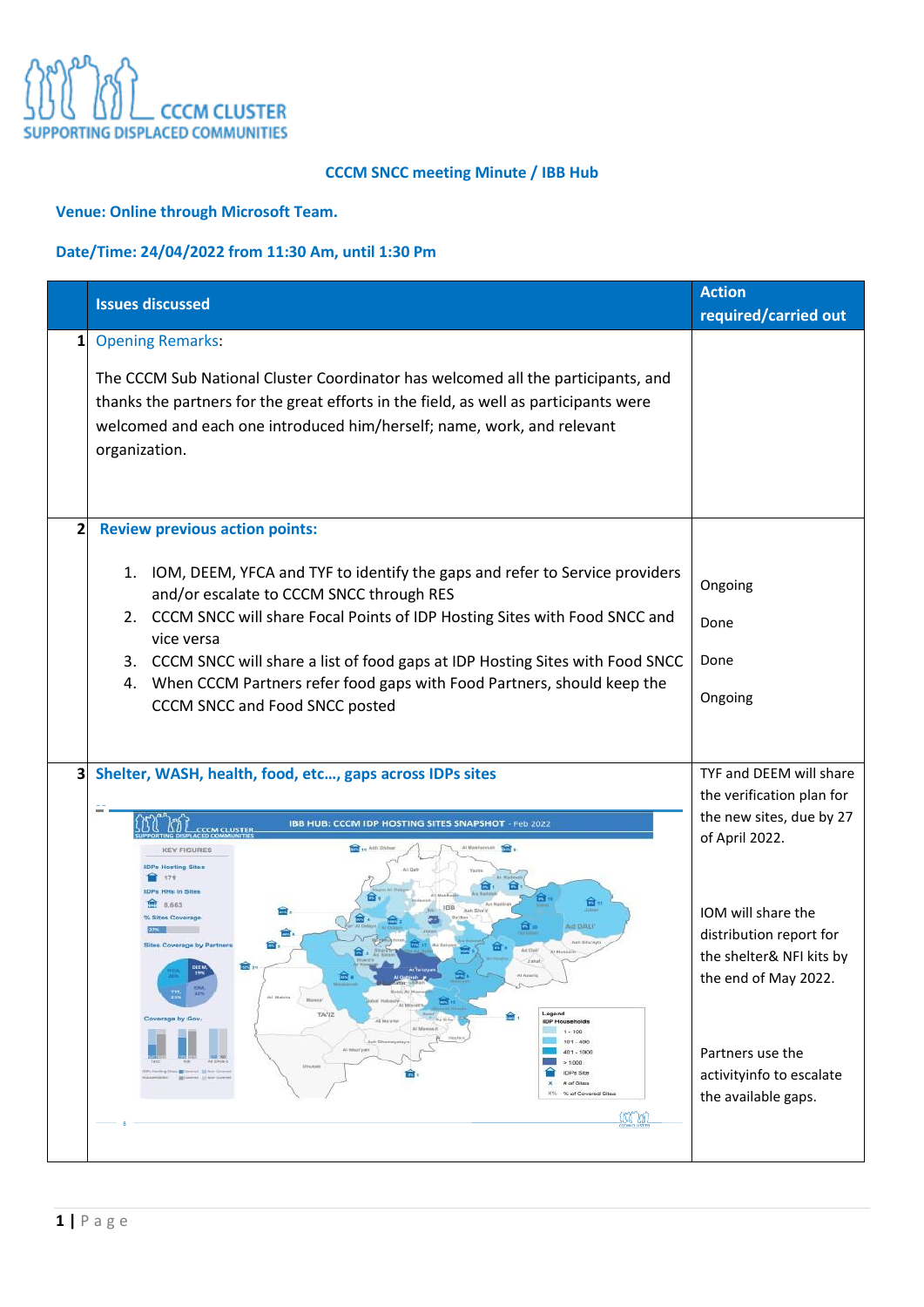CCCM CLUSTER
SUPPORTING DISPLACED COMMUNITIES

# CCCM SNCC meeting Minute / IBB Hub

**Venue: Online through Microsoft Team.**

**Date/Time: 24/04/2022 from 11:30 Am, until 1:30 Pm**

| | Issues discussed | Action required/carried out |
|---|---|---|
| 1 | Opening Remarks:<br><br>The CCCM Sub National Cluster Coordinator has welcomed all the participants, and thanks the partners for the great efforts in the field, as well as participants were welcomed and each one introduced him/herself; name, work, and relevant organization. | |
| 2 | **Review previous action points:**<br><br>1. IOM, DEEM, YFCA and TYF to identify the gaps and refer to Service providers and/or escalate to CCCM SNCC through RES<br>2. CCCM SNCC will share Focal Points of IDP Hosting Sites with Food SNCC and vice versa<br>3. CCCM SNCC will share a list of food gaps at IDP Hosting Sites with Food SNCC<br>4. When CCCM Partners refer food gaps with Food Partners, should keep the CCCM SNCC and Food SNCC posted | Ongoing<br><br>Done<br><br>Done<br><br>Ongoing |
| 3 | **Shelter, WASH, health, food, etc..., gaps across IDPs sites** | TYF and DEEM will share the verification plan for the new sites, due by 27 of April 2022.<br><br>IOM will share the distribution report for the shelter& NFI kits by the end of May 2022.<br><br>Partners use the activityinfo to escalate the available gaps. |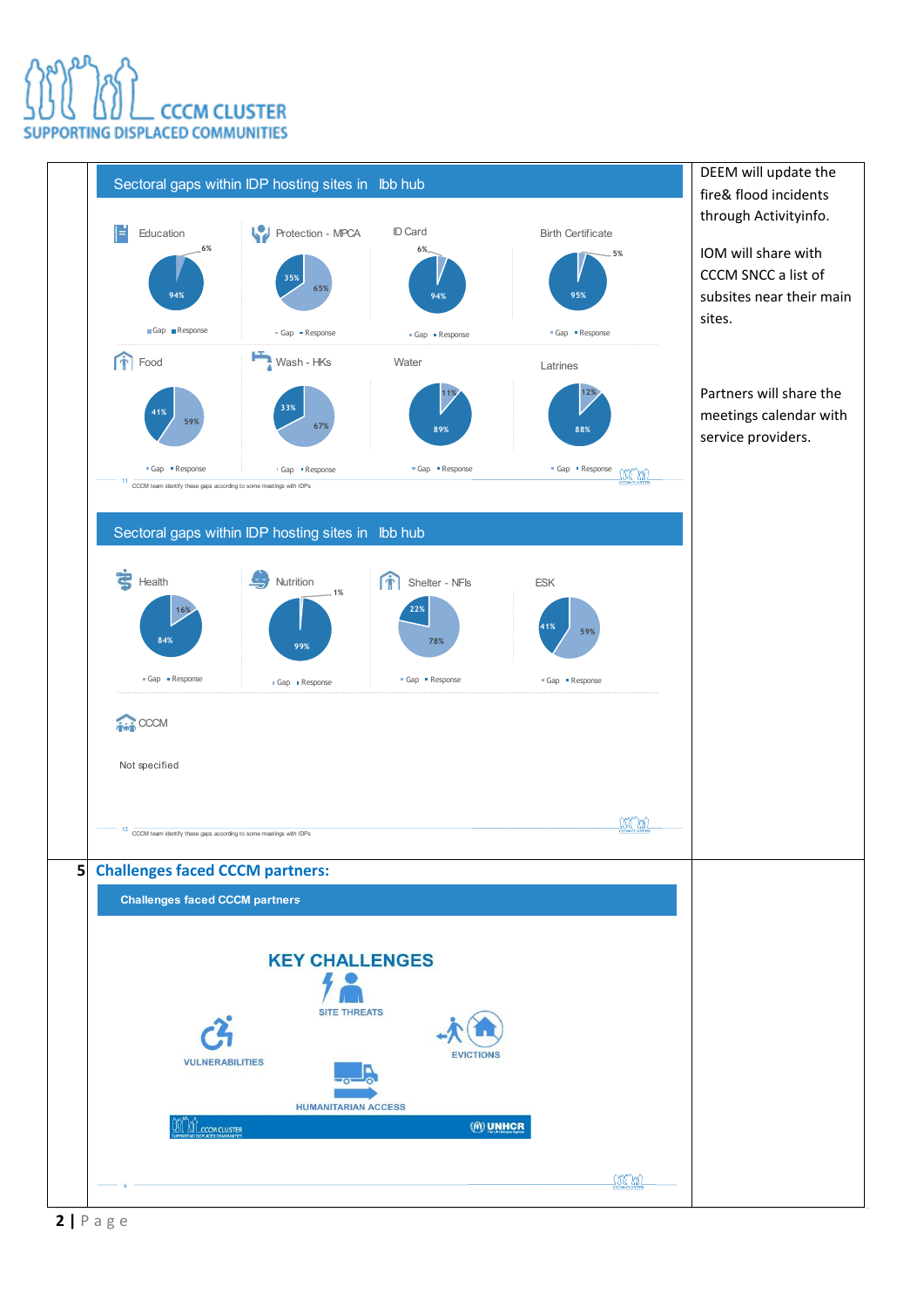| | | |
|---|---|---|
| | **Sectoral gaps within IDP hosting sites in Ibb hub**<br><br>Education: Gap 6%, Response 94%<br>Protection - MPCA: Gap 35%, Response 65%<br>ID Card: Gap 6%, Response 94%<br>Birth Certificate: Gap 5%, Response 95%<br>Food: Gap 41%, Response 59%<br>Wash - HKs: Gap 33%, Response 67%<br>Water: Gap 11%, Response 89%<br>Latrines: Gap 12%, Response 88%<br><br>CCCM team identify these gaps according to some meetings with IDPs<br><br>**Sectoral gaps within IDP hosting sites in Ibb hub**<br><br>Health: Gap 16%, Response 84%<br>Nutrition: Gap 1%, Response 99%<br>Shelter - NFIs: Gap 22%, Response 78%<br>ESK: Gap 41%, Response 59%<br>CCCM: Not specified<br><br>CCCM team identify these gaps according to some meetings with IDPs | DEEM will update the fire& flood incidents through Activityinfo.<br><br>IOM will share with CCCM SNCC a list of subsites near their main sites.<br><br>Partners will share the meetings calendar with service providers. |
| 5 | **Challenges faced CCCM partners:**<br><br>**Challenges faced CCCM partners**<br><br>KEY CHALLENGES<br>SITE THREATS<br>VULNERABILITIES<br>EVICTIONS<br>HUMANITARIAN ACCESS | |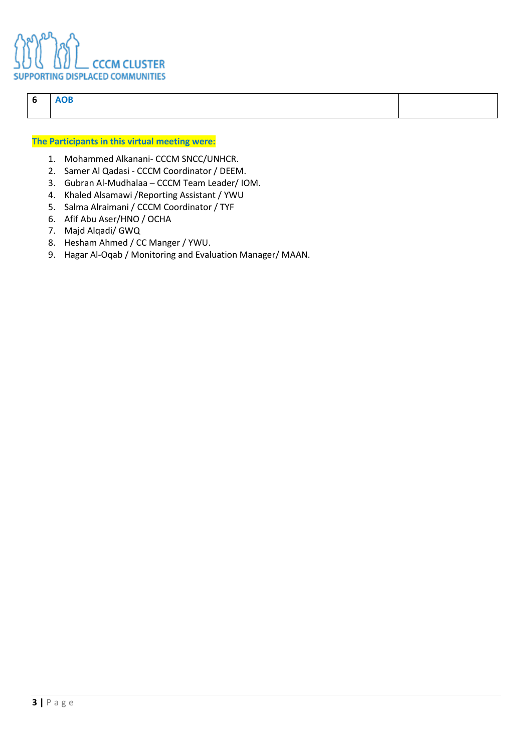| | | |
|---|---|---|
| 6 | **AOB** | |

**The Participants in this virtual meeting were:**

1. Mohammed Alkanani- CCCM SNCC/UNHCR.
2. Samer Al Qadasi - CCCM Coordinator / DEEM.
3. Gubran Al-Mudhalaa – CCCM Team Leader/ IOM.
4. Khaled Alsamawi /Reporting Assistant / YWU
5. Salma Alraimani / CCCM Coordinator / TYF
6. Afif Abu Aser/HNO / OCHA
7. Majd Alqadi/ GWQ
8. Hesham Ahmed / CC Manger / YWU.
9. Hagar Al-Oqab / Monitoring and Evaluation Manager/ MAAN.